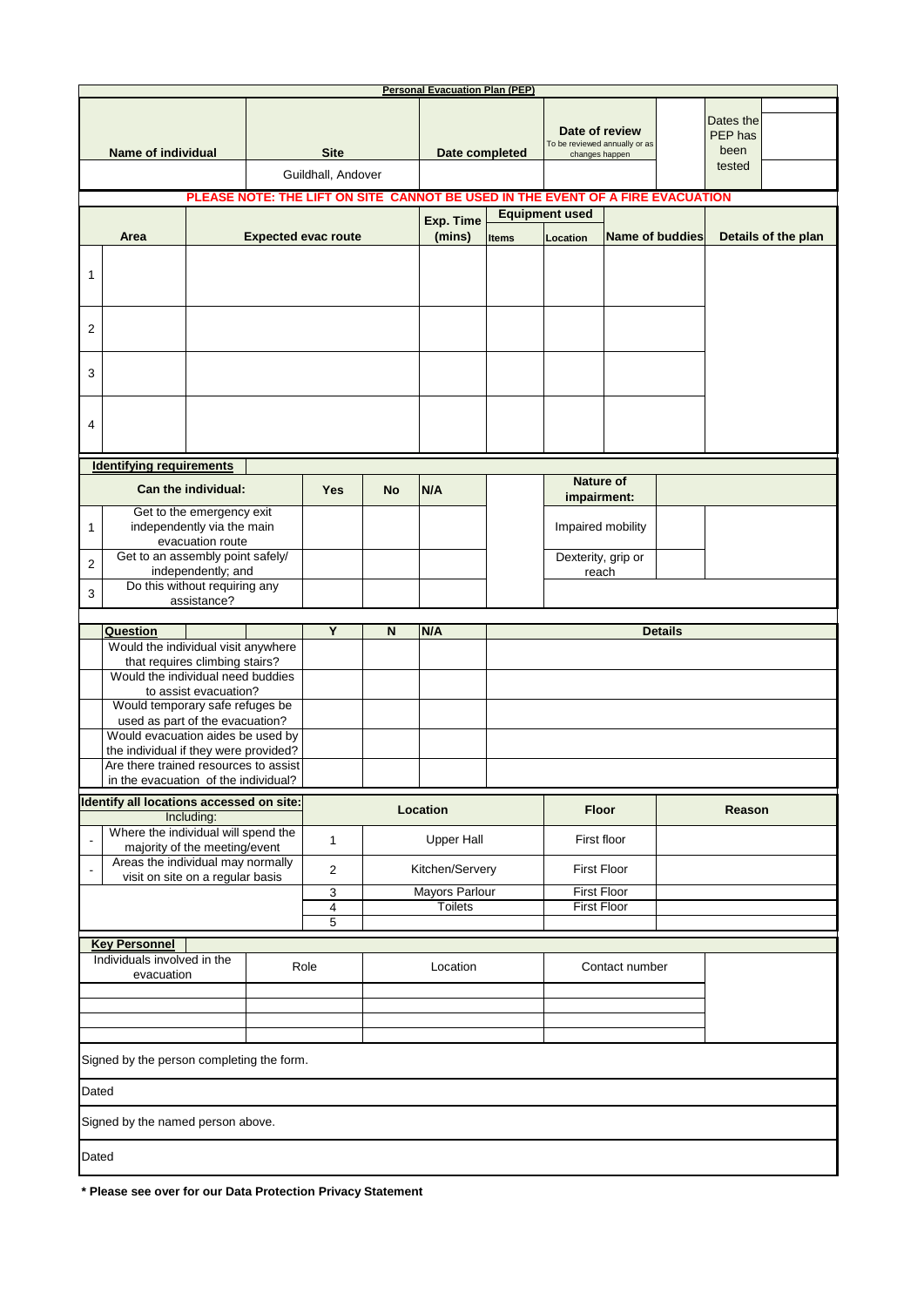# Personal Evacuation Plan (PEP)

| Name of individual | Site | Date completed | Date of review (To be reviewed annually or as changes happen) | Dates the PEP has been tested |
|---|---|---|---|---|
| | Guildhall, Andover | | | |

**PLEASE NOTE: THE LIFT ON SITE CANNOT BE USED IN THE EVENT OF A FIRE EVACUATION**

| | Area | Expected evac route | Exp. Time (mins) | Equipment used: Items | Equipment used: Location | Name of buddies | Details of the plan |
|---|---|---|---|---|---|---|---|
| 1 | | | | | | | |
| 2 | | | | | | | |
| 3 | | | | | | | |
| 4 | | | | | | | |

## Identifying requirements

| | Can the individual: | Yes | No | N/A | | Nature of impairment: | |
|---|---|---|---|---|---|---|---|
| 1 | Get to the emergency exit independently via the main evacuation route | | | | | Impaired mobility | |
| 2 | Get to an assembly point safely/ independently; and | | | | | Dexterity, grip or reach | |
| 3 | Do this without requiring any assistance? | | | | | | |

| Question | Y | N | N/A | Details |
|---|---|---|---|---|
| Would the individual visit anywhere that requires climbing stairs? | | | | |
| Would the individual need buddies to assist evacuation? | | | | |
| Would temporary safe refuges be used as part of the evacuation? | | | | |
| Would evacuation aides be used by the individual if they were provided? | | | | |
| Are there trained resources to assist in the evacuation of the individual? | | | | |

| Identify all locations accessed on site: Including: | | Location | Floor | Reason |
|---|---|---|---|---|
| - Where the individual will spend the majority of the meeting/event | 1 | Upper Hall | First floor | |
| - Areas the individual may normally visit on site on a regular basis | 2 | Kitchen/Servery | First Floor | |
| | 3 | Mayors Parlour | First Floor | |
| | 4 | Toilets | First Floor | |
| | 5 | | | |

## Key Personnel

| Individuals involved in the evacuation | Role | Location | Contact number |
|---|---|---|---|
| | | | |
| | | | |
| | | | |
| | | | |

Signed by the person completing the form.

Dated

Signed by the named person above.

Dated

**\* Please see over for our Data Protection Privacy Statement**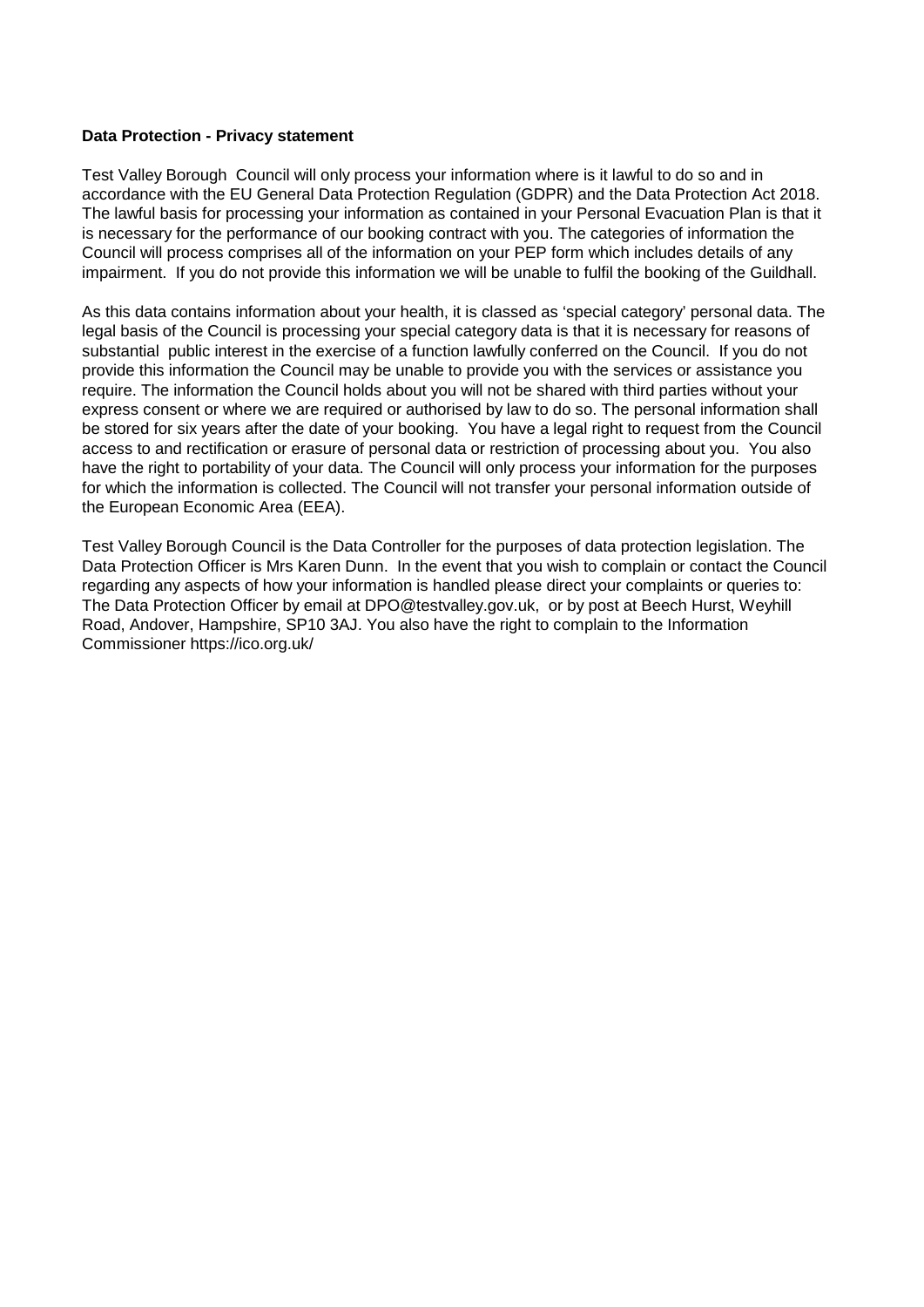**Data Protection - Privacy statement**

Test Valley Borough Council will only process your information where is it lawful to do so and in accordance with the EU General Data Protection Regulation (GDPR) and the Data Protection Act 2018. The lawful basis for processing your information as contained in your Personal Evacuation Plan is that it is necessary for the performance of our booking contract with you. The categories of information the Council will process comprises all of the information on your PEP form which includes details of any impairment. If you do not provide this information we will be unable to fulfil the booking of the Guildhall.

As this data contains information about your health, it is classed as 'special category' personal data. The legal basis of the Council is processing your special category data is that it is necessary for reasons of substantial public interest in the exercise of a function lawfully conferred on the Council. If you do not provide this information the Council may be unable to provide you with the services or assistance you require. The information the Council holds about you will not be shared with third parties without your express consent or where we are required or authorised by law to do so. The personal information shall be stored for six years after the date of your booking. You have a legal right to request from the Council access to and rectification or erasure of personal data or restriction of processing about you. You also have the right to portability of your data. The Council will only process your information for the purposes for which the information is collected. The Council will not transfer your personal information outside of the European Economic Area (EEA).

Test Valley Borough Council is the Data Controller for the purposes of data protection legislation. The Data Protection Officer is Mrs Karen Dunn. In the event that you wish to complain or contact the Council regarding any aspects of how your information is handled please direct your complaints or queries to: The Data Protection Officer by email at DPO@testvalley.gov.uk, or by post at Beech Hurst, Weyhill Road, Andover, Hampshire, SP10 3AJ. You also have the right to complain to the Information Commissioner https://ico.org.uk/